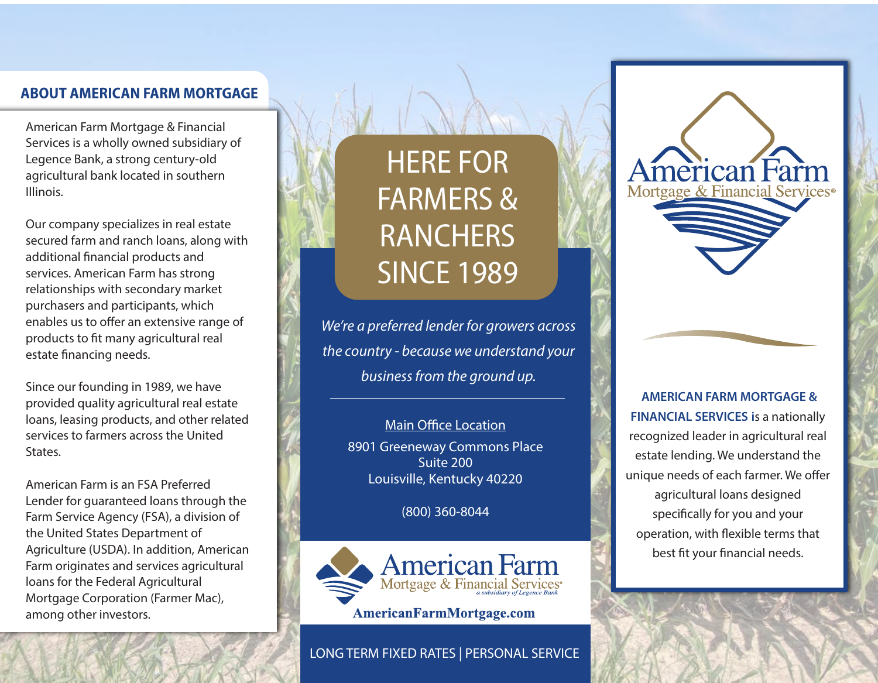## ABOUT AMERICAN FARM MORTGAGE

American Farm Mortgage & Financial Services is a wholly owned subsidiary of Legence Bank, a strong century-old agricultural bank located in southern Illinois.

Our company specializes in real estate secured farm and ranch loans, along with additional financial products and services. American Farm has strong relationships with secondary market purchasers and participants, which enables us to offer an extensive range of products to fit many agricultural real estate financing needs.

Since our founding in 1989, we have provided quality agricultural real estate loans, leasing products, and other related services to farmers across the United States.

American Farm is an FSA Preferred Lender for guaranteed loans through the Farm Service Agency (FSA), a division of the United States Department of Agriculture (USDA). In addition, American Farm originates and services agricultural loans for the Federal Agricultural Mortgage Corporation (Farmer Mac), among other investors.

# HERE FOR FARMERS & RANCHERS SINCE 1989

*We're a preferred lender for growers across the country - because we understand your business from the ground up.*

---

Main Office Location
8901 Greeneway Commons Place
Suite 200
Louisville, Kentucky 40220

(800) 360-8044

American Farm Mortgage & Financial Services
*a subsidiary of Legence Bank*

**AmericanFarmMortgage.com**

LONG TERM FIXED RATES | PERSONAL SERVICE

American Farm Mortgage & Financial Services®

**AMERICAN FARM MORTGAGE & FINANCIAL SERVICES** is a nationally recognized leader in agricultural real estate lending. We understand the unique needs of each farmer. We offer agricultural loans designed specifically for you and your operation, with flexible terms that best fit your financial needs.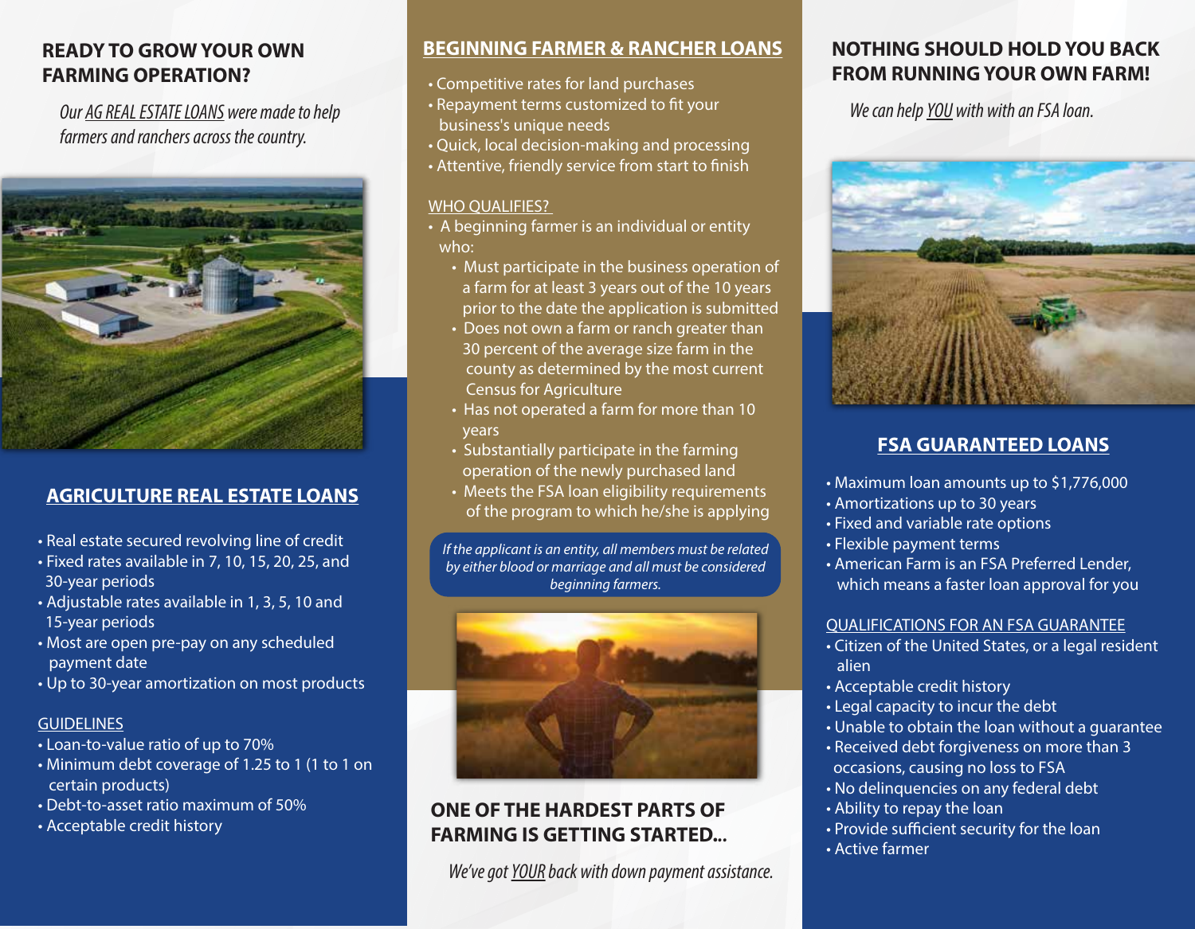## READY TO GROW YOUR OWN FARMING OPERATION?

*Our AG REAL ESTATE LOANS were made to help farmers and ranchers across the country.*

## AGRICULTURE REAL ESTATE LOANS

- Real estate secured revolving line of credit
- Fixed rates available in 7, 10, 15, 20, 25, and 30-year periods
- Adjustable rates available in 1, 3, 5, 10 and 15-year periods
- Most are open pre-pay on any scheduled payment date
- Up to 30-year amortization on most products

### GUIDELINES

- Loan-to-value ratio of up to 70%
- Minimum debt coverage of 1.25 to 1 (1 to 1 on certain products)
- Debt-to-asset ratio maximum of 50%
- Acceptable credit history

## BEGINNING FARMER & RANCHER LOANS

- Competitive rates for land purchases
- Repayment terms customized to fit your business's unique needs
- Quick, local decision-making and processing
- Attentive, friendly service from start to finish

### WHO QUALIFIES?

- A beginning farmer is an individual or entity who:
  - Must participate in the business operation of a farm for at least 3 years out of the 10 years prior to the date the application is submitted
  - Does not own a farm or ranch greater than 30 percent of the average size farm in the county as determined by the most current Census for Agriculture
  - Has not operated a farm for more than 10 years
  - Substantially participate in the farming operation of the newly purchased land
  - Meets the FSA loan eligibility requirements of the program to which he/she is applying

*If the applicant is an entity, all members must be related by either blood or marriage and all must be considered beginning farmers.*

## ONE OF THE HARDEST PARTS OF FARMING IS GETTING STARTED...

*We've got YOUR back with down payment assistance.*

## NOTHING SHOULD HOLD YOU BACK FROM RUNNING YOUR OWN FARM!

*We can help YOU with with an FSA loan.*

## FSA GUARANTEED LOANS

- Maximum loan amounts up to $1,776,000
- Amortizations up to 30 years
- Fixed and variable rate options
- Flexible payment terms
- American Farm is an FSA Preferred Lender, which means a faster loan approval for you

### QUALIFICATIONS FOR AN FSA GUARANTEE

- Citizen of the United States, or a legal resident alien
- Acceptable credit history
- Legal capacity to incur the debt
- Unable to obtain the loan without a guarantee
- Received debt forgiveness on more than 3 occasions, causing no loss to FSA
- No delinquencies on any federal debt
- Ability to repay the loan
- Provide sufficient security for the loan
- Active farmer